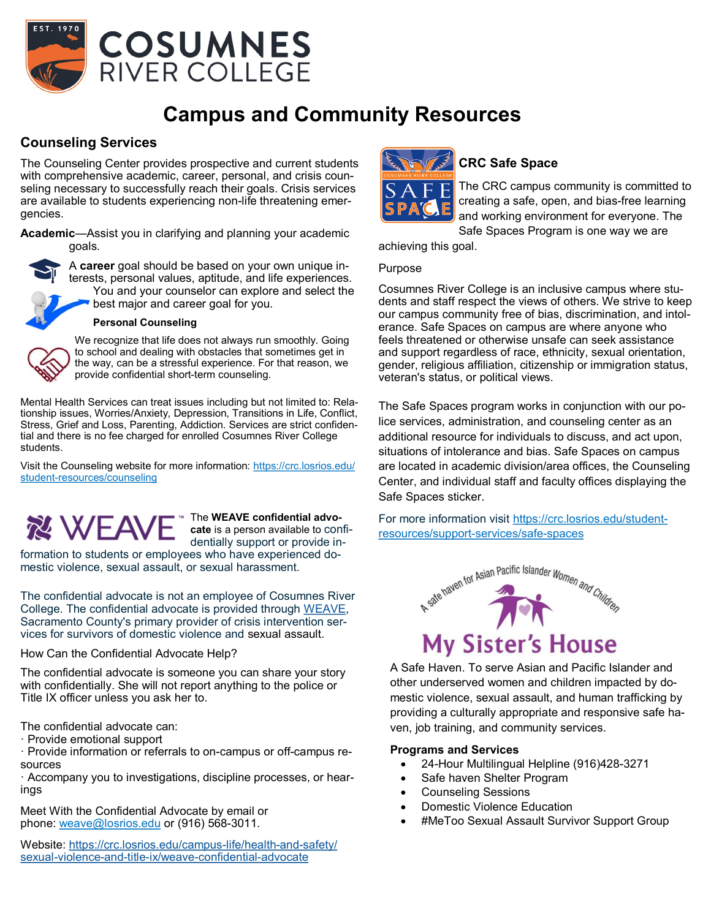# Campus and Community Resources

## Counseling Services

The Counseling Center provides prospective and current students with comprehensive academic, career, personal, and crisis counseling necessary to successfully reach their goals. Crisis services are available to students experiencing non-life threatening emergencies.

**Academic**—Assist you in clarifying and planning your academic goals.

A **career** goal should be based on your own unique interests, personal values, aptitude, and life experiences. You and your counselor can explore and select the best major and career goal for you.

**Personal Counseling**

We recognize that life does not always run smoothly. Going to school and dealing with obstacles that sometimes get in the way, can be a stressful experience. For that reason, we provide confidential short-term counseling.

Mental Health Services can treat issues including but not limited to: Relationship issues, Worries/Anxiety, Depression, Transitions in Life, Conflict, Stress, Grief and Loss, Parenting, Addiction. Services are strict confidential and there is no fee charged for enrolled Cosumnes River College students.

Visit the Counseling website for more information: https://crc.losrios.edu/student-resources/counseling

## WEAVE

The **WEAVE confidential advocate** is a person available to confidentially support or provide information to students or employees who have experienced domestic violence, sexual assault, or sexual harassment.

The confidential advocate is not an employee of Cosumnes River College. The confidential advocate is provided through WEAVE, Sacramento County's primary provider of crisis intervention services for survivors of domestic violence and sexual assault.

How Can the Confidential Advocate Help?

The confidential advocate is someone you can share your story with confidentially. She will not report anything to the police or Title IX officer unless you ask her to.

The confidential advocate can:
· Provide emotional support
· Provide information or referrals to on-campus or off-campus resources
· Accompany you to investigations, discipline processes, or hearings

Meet With the Confidential Advocate by email or phone: weave@losrios.edu or (916) 568-3011.

Website: https://crc.losrios.edu/campus-life/health-and-safety/sexual-violence-and-title-ix/weave-confidential-advocate

## CRC Safe Space

The CRC campus community is committed to creating a safe, open, and bias-free learning and working environment for everyone. The Safe Spaces Program is one way we are achieving this goal.

Purpose

Cosumnes River College is an inclusive campus where students and staff respect the views of others. We strive to keep our campus community free of bias, discrimination, and intolerance. Safe Spaces on campus are where anyone who feels threatened or otherwise unsafe can seek assistance and support regardless of race, ethnicity, sexual orientation, gender, religious affiliation, citizenship or immigration status, veteran's status, or political views.

The Safe Spaces program works in conjunction with our police services, administration, and counseling center as an additional resource for individuals to discuss, and act upon, situations of intolerance and bias. Safe Spaces on campus are located in academic division/area offices, the Counseling Center, and individual staff and faculty offices displaying the Safe Spaces sticker.

For more information visit https://crc.losrios.edu/student-resources/support-services/safe-spaces

## My Sister's House

A safe haven for Asian Pacific Islander Women and Children

A Safe Haven. To serve Asian and Pacific Islander and other underserved women and children impacted by domestic violence, sexual assault, and human trafficking by providing a culturally appropriate and responsive safe haven, job training, and community services.

**Programs and Services**

- 24-Hour Multilingual Helpline (916)428-3271
- Safe haven Shelter Program
- Counseling Sessions
- Domestic Violence Education
- #MeToo Sexual Assault Survivor Support Group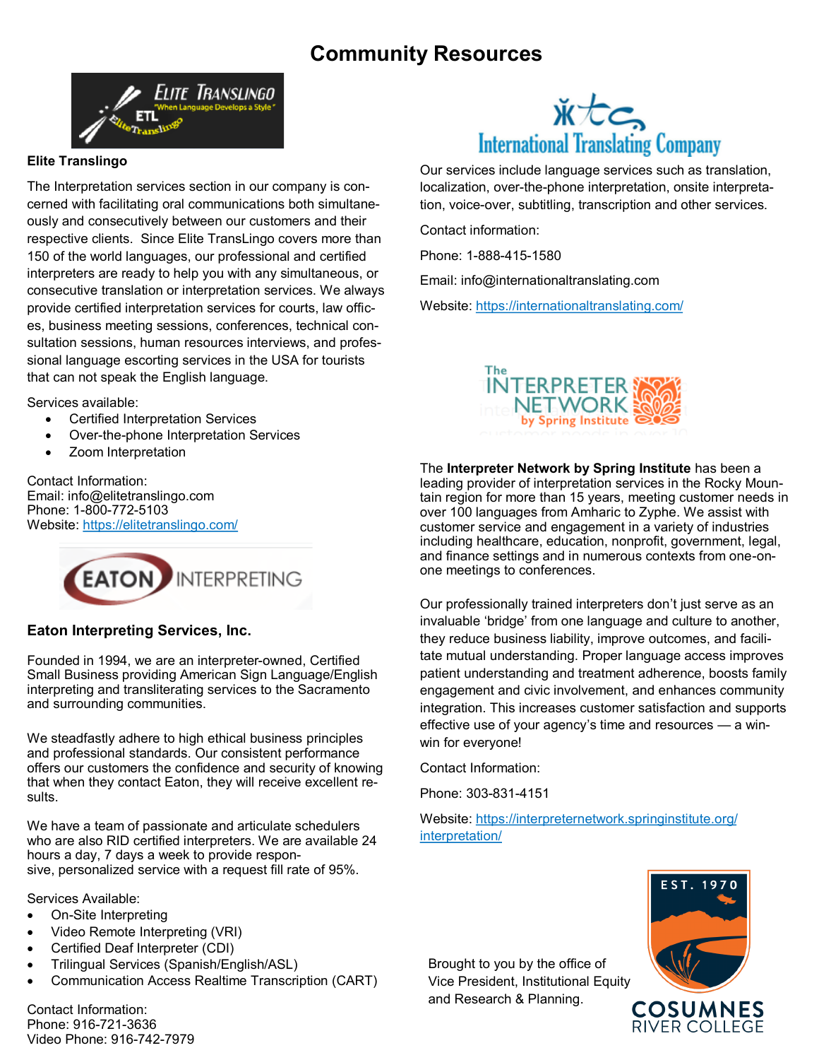# Community Resources

**Elite Translingo**

The Interpretation services section in our company is concerned with facilitating oral communications both simultaneously and consecutively between our customers and their respective clients. Since Elite TransLingo covers more than 150 of the world languages, our professional and certified interpreters are ready to help you with any simultaneous, or consecutive translation or interpretation services. We always provide certified interpretation services for courts, law offices, business meeting sessions, conferences, technical consultation sessions, human resources interviews, and professional language escorting services in the USA for tourists that can not speak the English language.

Services available:

- Certified Interpretation Services
- Over-the-phone Interpretation Services
- Zoom Interpretation

Contact Information:
Email: info@elitetranslingo.com
Phone: 1-800-772-5103
Website: https://elitetranslingo.com/

## Eaton Interpreting Services, Inc.

Founded in 1994, we are an interpreter-owned, Certified Small Business providing American Sign Language/English interpreting and transliterating services to the Sacramento and surrounding communities.

We steadfastly adhere to high ethical business principles and professional standards. Our consistent performance offers our customers the confidence and security of knowing that when they contact Eaton, they will receive excellent results.

We have a team of passionate and articulate schedulers who are also RID certified interpreters. We are available 24 hours a day, 7 days a week to provide responsive, personalized service with a request fill rate of 95%.

Services Available:

- On-Site Interpreting
- Video Remote Interpreting (VRI)
- Certified Deaf Interpreter (CDI)
- Trilingual Services (Spanish/English/ASL)
- Communication Access Realtime Transcription (CART)

Contact Information:
Phone: 916-721-3636
Video Phone: 916-742-7979

**International Translating Company**

Our services include language services such as translation, localization, over-the-phone interpretation, onsite interpretation, voice-over, subtitling, transcription and other services.

Contact information:

Phone: 1-888-415-1580

Email: info@internationaltranslating.com

Website: https://internationaltranslating.com/

The **Interpreter Network by Spring Institute** has been a leading provider of interpretation services in the Rocky Mountain region for more than 15 years, meeting customer needs in over 100 languages from Amharic to Zyphe. We assist with customer service and engagement in a variety of industries including healthcare, education, nonprofit, government, legal, and finance settings and in numerous contexts from one-on-one meetings to conferences.

Our professionally trained interpreters don't just serve as an invaluable 'bridge' from one language and culture to another, they reduce business liability, improve outcomes, and facilitate mutual understanding. Proper language access improves patient understanding and treatment adherence, boosts family engagement and civic involvement, and enhances community integration. This increases customer satisfaction and supports effective use of your agency's time and resources — a win-win for everyone!

Contact Information:

Phone: 303-831-4151

Website: https://interpreternetwork.springinstitute.org/interpretation/

Brought to you by the office of Vice President, Institutional Equity and Research & Planning.

EST. 1970
COSUMNES RIVER COLLEGE